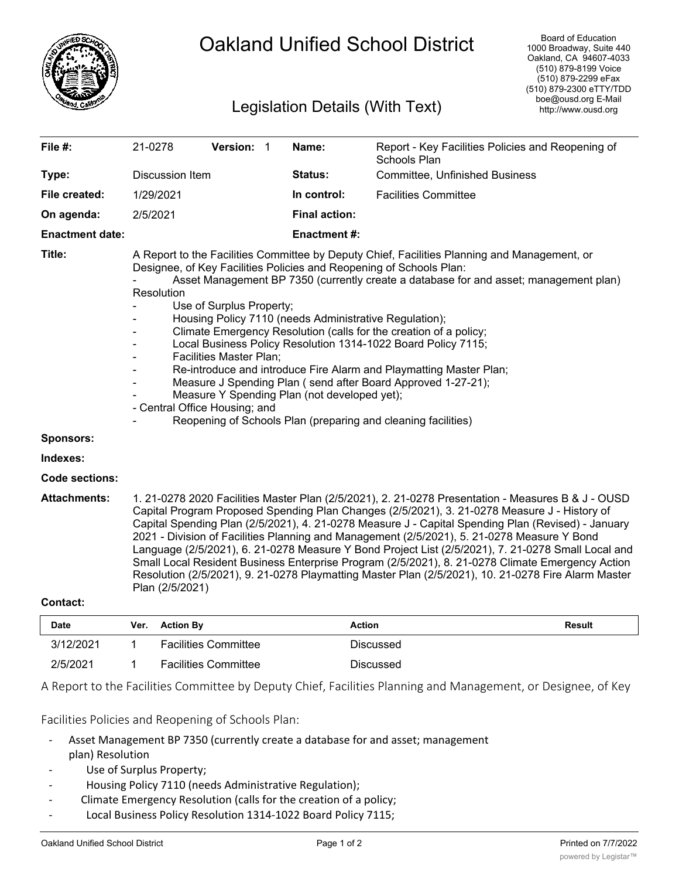# Oakland Unified School District

## Legislation Details (With Text)

Board of Education
1000 Broadway, Suite 440
Oakland, CA 94607-4033
(510) 879-8199 Voice
(510) 879-2299 eFax
(510) 879-2300 eTTY/TDD
boe@ousd.org E-Mail
http://www.ousd.org

| | | | |
|---|---|---|---|
| **File #:** | 21-0278 **Version:** 1 | **Name:** | Report - Key Facilities Policies and Reopening of Schools Plan |
| **Type:** | Discussion Item | **Status:** | Committee, Unfinished Business |
| **File created:** | 1/29/2021 | **In control:** | Facilities Committee |
| **On agenda:** | 2/5/2021 | **Final action:** | |
| **Enactment date:** | | **Enactment #:** | |

**Title:** A Report to the Facilities Committee by Deputy Chief, Facilities Planning and Management, or Designee, of Key Facilities Policies and Reopening of Schools Plan:
- Asset Management BP 7350 (currently create a database for and asset; management plan) Resolution
- Use of Surplus Property;
- Housing Policy 7110 (needs Administrative Regulation);
- Climate Emergency Resolution (calls for the creation of a policy;
- Local Business Policy Resolution 1314-1022 Board Policy 7115;
- Facilities Master Plan;
- Re-introduce and introduce Fire Alarm and Playmatting Master Plan;
- Measure J Spending Plan ( send after Board Approved 1-27-21);
- Measure Y Spending Plan (not developed yet);
- Central Office Housing; and
- Reopening of Schools Plan (preparing and cleaning facilities)

**Sponsors:**

**Indexes:**

**Code sections:**

**Attachments:** 1. 21-0278 2020 Facilities Master Plan (2/5/2021), 2. 21-0278 Presentation - Measures B & J - OUSD Capital Program Proposed Spending Plan Changes (2/5/2021), 3. 21-0278 Measure J - History of Capital Spending Plan (2/5/2021), 4. 21-0278 Measure J - Capital Spending Plan (Revised) - January 2021 - Division of Facilities Planning and Management (2/5/2021), 5. 21-0278 Measure Y Bond Language (2/5/2021), 6. 21-0278 Measure Y Bond Project List (2/5/2021), 7. 21-0278 Small Local and Small Local Resident Business Enterprise Program (2/5/2021), 8. 21-0278 Climate Emergency Action Resolution (2/5/2021), 9. 21-0278 Playmatting Master Plan (2/5/2021), 10. 21-0278 Fire Alarm Master Plan (2/5/2021)

**Contact:**

| Date | Ver. | Action By | Action | Result |
|---|---|---|---|---|
| 3/12/2021 | 1 | Facilities Committee | Discussed | |
| 2/5/2021 | 1 | Facilities Committee | Discussed | |

A Report to the Facilities Committee by Deputy Chief, Facilities Planning and Management, or Designee, of Key

Facilities Policies and Reopening of Schools Plan:

- Asset Management BP 7350 (currently create a database for and asset; management plan) Resolution
- Use of Surplus Property;
- Housing Policy 7110 (needs Administrative Regulation);
- Climate Emergency Resolution (calls for the creation of a policy;
- Local Business Policy Resolution 1314-1022 Board Policy 7115;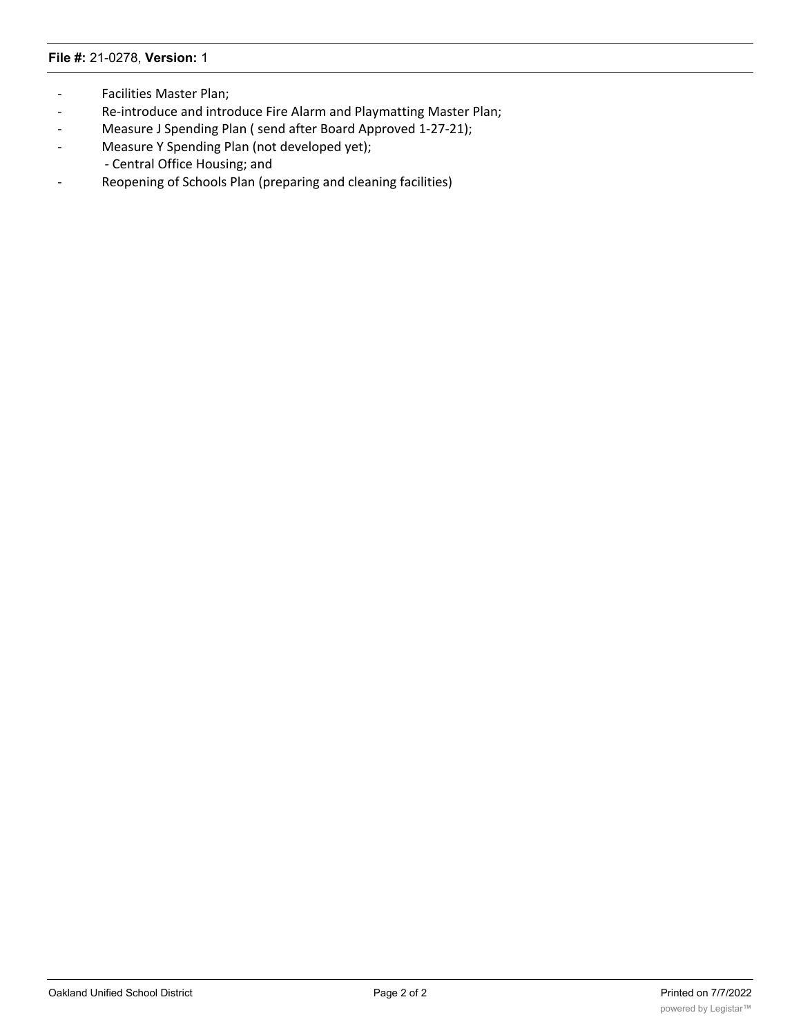- Facilities Master Plan;
- Re-introduce and introduce Fire Alarm and Playmatting Master Plan;
- Measure J Spending Plan ( send after Board Approved 1-27-21);
- Measure Y Spending Plan (not developed yet);
  - Central Office Housing; and
- Reopening of Schools Plan (preparing and cleaning facilities)